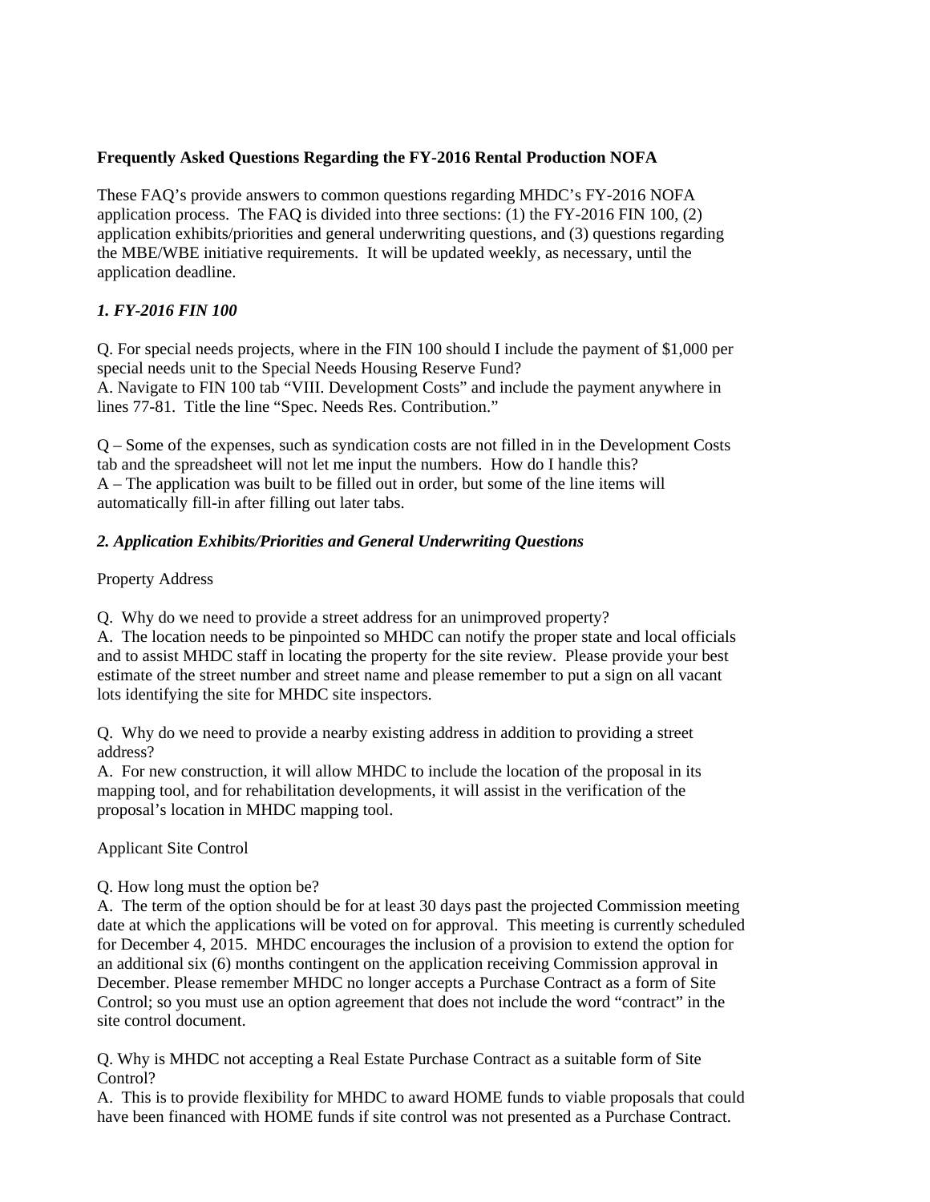**Frequently Asked Questions Regarding the FY-2016 Rental Production NOFA**

These FAQ's provide answers to common questions regarding MHDC's FY-2016 NOFA application process. The FAQ is divided into three sections: (1) the FY-2016 FIN 100, (2) application exhibits/priorities and general underwriting questions, and (3) questions regarding the MBE/WBE initiative requirements. It will be updated weekly, as necessary, until the application deadline.

***1. FY-2016 FIN 100***

Q. For special needs projects, where in the FIN 100 should I include the payment of $1,000 per special needs unit to the Special Needs Housing Reserve Fund?
A. Navigate to FIN 100 tab "VIII. Development Costs" and include the payment anywhere in lines 77-81. Title the line "Spec. Needs Res. Contribution."

Q – Some of the expenses, such as syndication costs are not filled in in the Development Costs tab and the spreadsheet will not let me input the numbers. How do I handle this?
A – The application was built to be filled out in order, but some of the line items will automatically fill-in after filling out later tabs.

***2. Application Exhibits/Priorities and General Underwriting Questions***

Property Address

Q. Why do we need to provide a street address for an unimproved property?
A. The location needs to be pinpointed so MHDC can notify the proper state and local officials and to assist MHDC staff in locating the property for the site review. Please provide your best estimate of the street number and street name and please remember to put a sign on all vacant lots identifying the site for MHDC site inspectors.

Q. Why do we need to provide a nearby existing address in addition to providing a street address?
A. For new construction, it will allow MHDC to include the location of the proposal in its mapping tool, and for rehabilitation developments, it will assist in the verification of the proposal's location in MHDC mapping tool.

Applicant Site Control

Q. How long must the option be?
A. The term of the option should be for at least 30 days past the projected Commission meeting date at which the applications will be voted on for approval. This meeting is currently scheduled for December 4, 2015. MHDC encourages the inclusion of a provision to extend the option for an additional six (6) months contingent on the application receiving Commission approval in December. Please remember MHDC no longer accepts a Purchase Contract as a form of Site Control; so you must use an option agreement that does not include the word "contract" in the site control document.

Q. Why is MHDC not accepting a Real Estate Purchase Contract as a suitable form of Site Control?
A. This is to provide flexibility for MHDC to award HOME funds to viable proposals that could have been financed with HOME funds if site control was not presented as a Purchase Contract.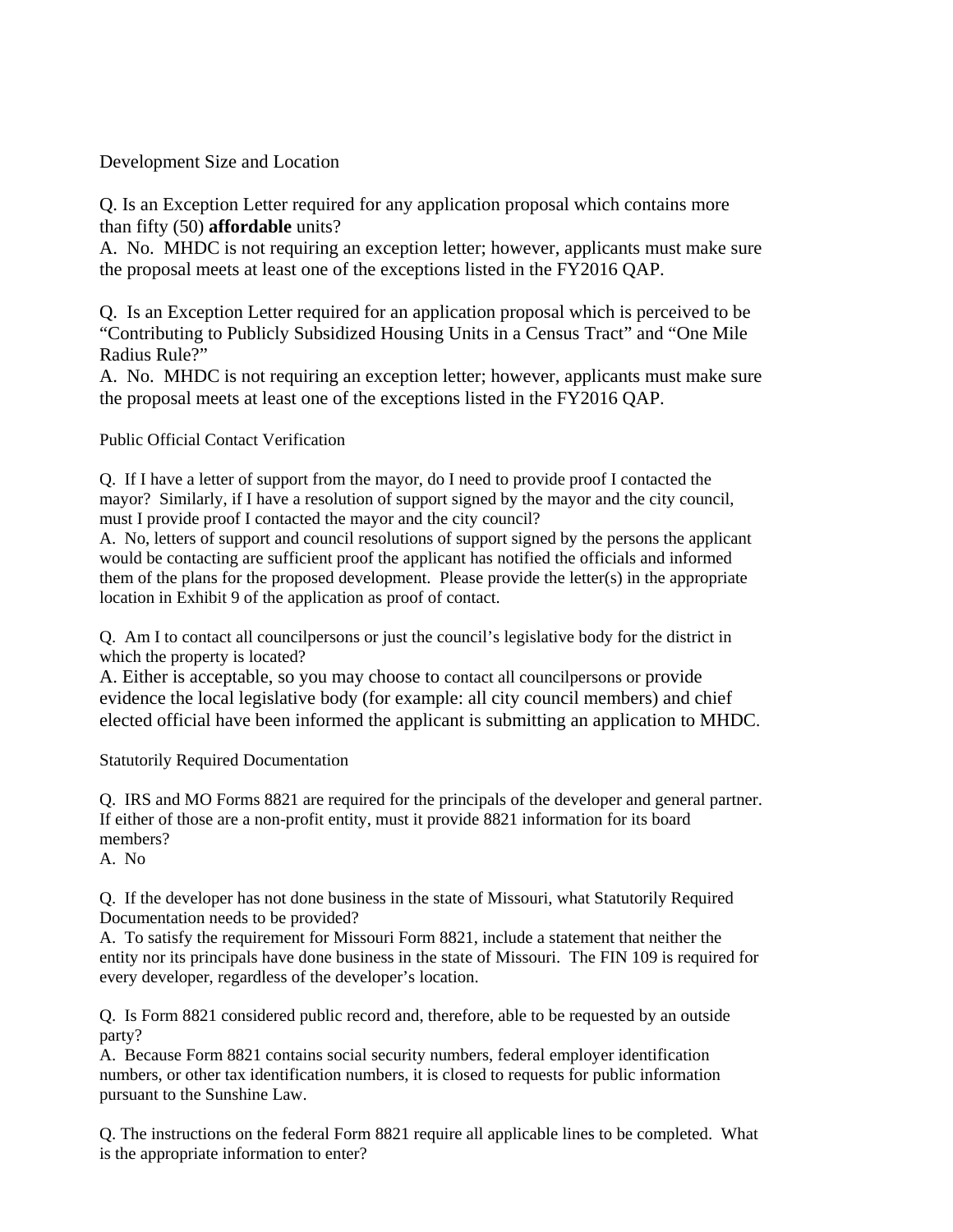## Development Size and Location

Q. Is an Exception Letter required for any application proposal which contains more than fifty (50) **affordable** units?
A. No. MHDC is not requiring an exception letter; however, applicants must make sure the proposal meets at least one of the exceptions listed in the FY2016 QAP.

Q. Is an Exception Letter required for an application proposal which is perceived to be "Contributing to Publicly Subsidized Housing Units in a Census Tract" and "One Mile Radius Rule?"
A. No. MHDC is not requiring an exception letter; however, applicants must make sure the proposal meets at least one of the exceptions listed in the FY2016 QAP.

## Public Official Contact Verification

Q. If I have a letter of support from the mayor, do I need to provide proof I contacted the mayor? Similarly, if I have a resolution of support signed by the mayor and the city council, must I provide proof I contacted the mayor and the city council?
A. No, letters of support and council resolutions of support signed by the persons the applicant would be contacting are sufficient proof the applicant has notified the officials and informed them of the plans for the proposed development. Please provide the letter(s) in the appropriate location in Exhibit 9 of the application as proof of contact.

Q. Am I to contact all councilpersons or just the council's legislative body for the district in which the property is located?
A. Either is acceptable, so you may choose to contact all councilpersons or provide evidence the local legislative body (for example: all city council members) and chief elected official have been informed the applicant is submitting an application to MHDC.

## Statutorily Required Documentation

Q. IRS and MO Forms 8821 are required for the principals of the developer and general partner. If either of those are a non-profit entity, must it provide 8821 information for its board members?
A. No

Q. If the developer has not done business in the state of Missouri, what Statutorily Required Documentation needs to be provided?
A. To satisfy the requirement for Missouri Form 8821, include a statement that neither the entity nor its principals have done business in the state of Missouri. The FIN 109 is required for every developer, regardless of the developer's location.

Q. Is Form 8821 considered public record and, therefore, able to be requested by an outside party?
A. Because Form 8821 contains social security numbers, federal employer identification numbers, or other tax identification numbers, it is closed to requests for public information pursuant to the Sunshine Law.

Q. The instructions on the federal Form 8821 require all applicable lines to be completed. What is the appropriate information to enter?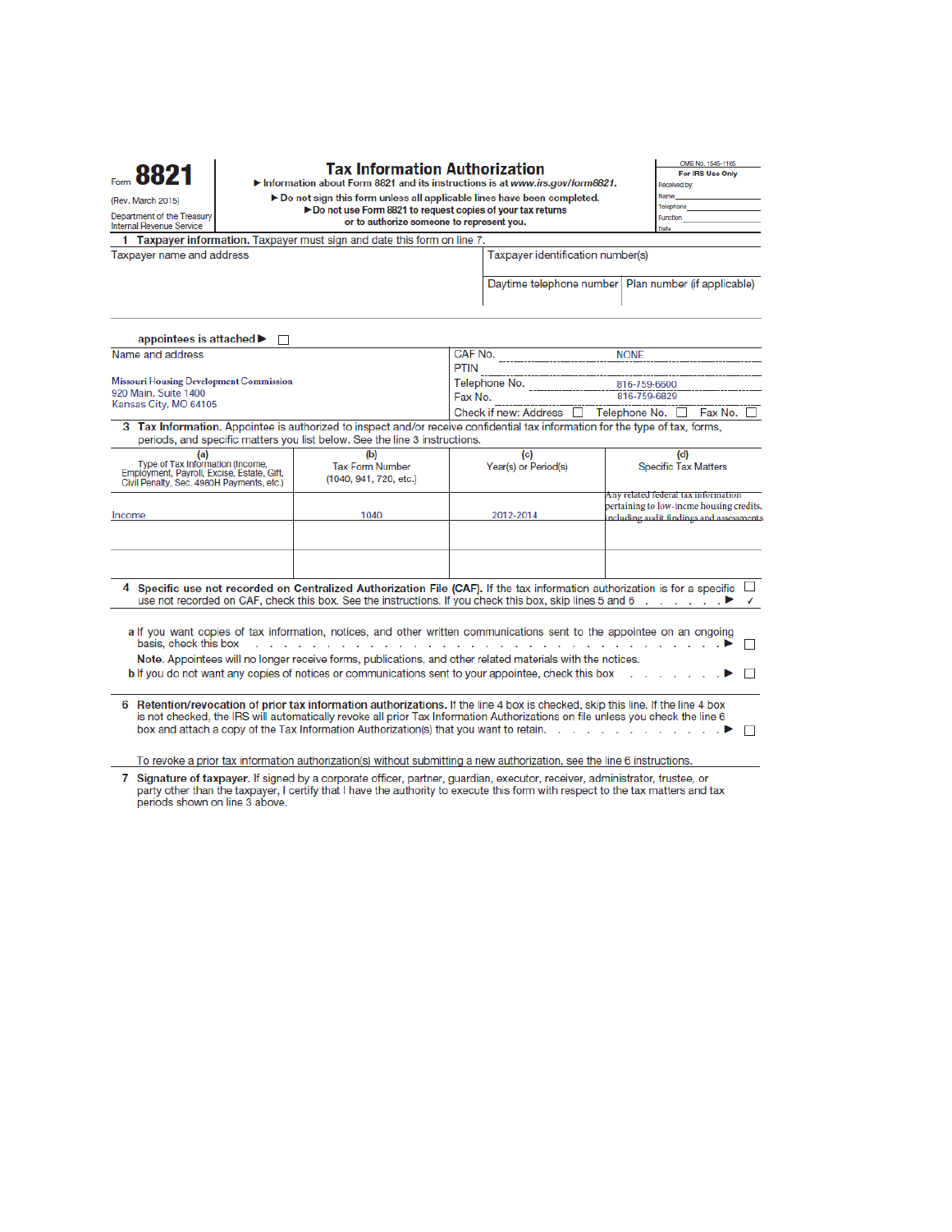Form **8821**

(Rev. March 2015)

Department of the Treasury
Internal Revenue Service

# Tax Information Authorization

▶ Information about Form 8821 and its instructions is at *www.irs.gov/form8821*.

▶ **Do not sign this form unless all applicable lines have been completed.**

▶ **Do not use Form 8821 to request copies of your tax returns or to authorize someone to represent you.**

OMB No. 1545-1165

**For IRS Use Only**

Received by:

Name

Telephone

Function

Date

**1 Taxpayer information.** Taxpayer must sign and date this form on line 7.

| Taxpayer name and address | Taxpayer identification number(s) | |
|---|---|---|
| | Daytime telephone number | Plan number (if applicable) |

appointees is attached ▶ ☐

| Name and address | |
|---|---|
| Missouri Housing Development Commission<br>920 Main, Suite 1400<br>Kansas City, MO 64105 | CAF No. NONE<br>PTIN<br>Telephone No. 816-759-6600<br>Fax No. 816-759-6829<br>Check if new: Address ☐ Telephone No. ☐ Fax No. ☐ |

**3 Tax Information.** Appointee is authorized to inspect and/or receive confidential tax information for the type of tax, forms, periods, and specific matters you list below. See the line 3 instructions.

| (a)<br>Type of Tax Information (Income, Employment, Payroll, Excise, Estate, Gift, Civil Penalty, Sec. 4980H Payments, etc.) | (b)<br>Tax Form Number<br>(1040, 941, 720, etc.) | (c)<br>Year(s) or Period(s) | (d)<br>Specific Tax Matters |
|---|---|---|---|
| Income | 1040 | 2012-2014 | Any related federal tax information pertaining to low-incme housing credits, including audit findings and assessments |
| | | | |
| | | | |

**4 Specific use not recorded on Centralized Authorization File (CAF).** If the tax information authorization is for a specific use not recorded on CAF, check this box. See the instructions. If you check this box, skip lines 5 and 6 . . . . . . ▶ ☐ ✓

**a** If you want copies of tax information, notices, and other written communications sent to the appointee on an ongoing basis, check this box . . . . . . . . . . . . . . . . . . . . . . . . . . . . . . . . ▶ ☐

**Note.** Appointees will no longer receive forms, publications, and other related materials with the notices.

**b** If you do not want any copies of notices or communications sent to your appointee, check this box . . . . . . . . ▶ ☐

**6 Retention/revocation of prior tax information authorizations.** If the line 4 box is checked, skip this line. If the line 4 box is not checked, the IRS will automatically revoke all prior Tax Information Authorizations on file unless you check the line 6 box and attach a copy of the Tax Information Authorization(s) that you want to retain. . . . . . . . . . . . . . ▶ ☐

To revoke a prior tax information authorization(s) without submitting a new authorization, see the line 6 instructions.

**7 Signature of taxpayer.** If signed by a corporate officer, partner, guardian, executor, receiver, administrator, trustee, or party other than the taxpayer, I certify that I have the authority to execute this form with respect to the tax matters and tax periods shown on line 3 above.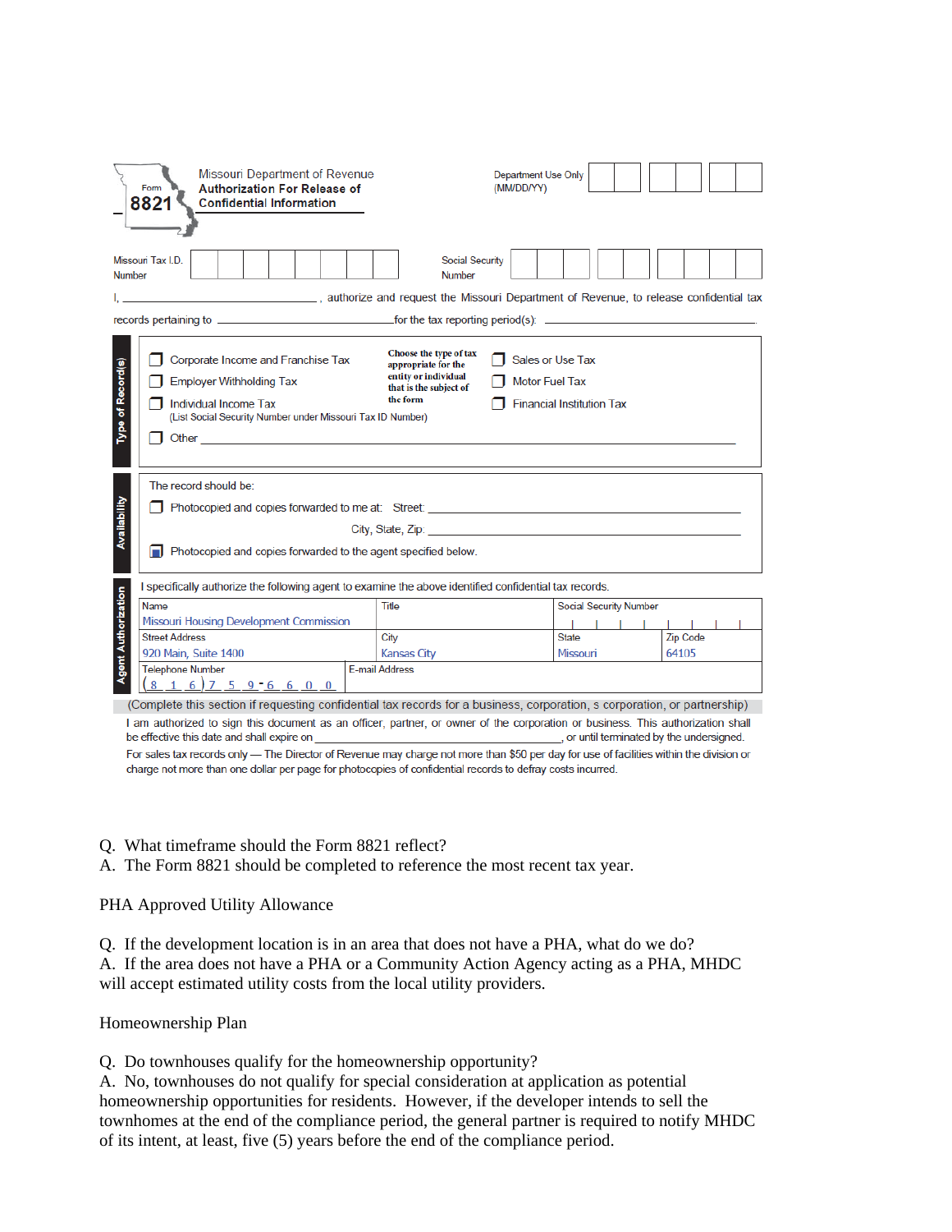Form **8821** Missouri Department of Revenue
**Authorization For Release of Confidential Information**

Department Use Only (MM/DD/YY)

Missouri Tax I.D. Number

Social Security Number

I, ______________________________, authorize and request the Missouri Department of Revenue, to release confidential tax records pertaining to ____________________________ for the tax reporting period(s): ______________________________.

**Type of Record(s)**

Choose the type of tax appropriate for the entity or individual that is the subject of the form

- ☐ Corporate Income and Franchise Tax
- ☐ Employer Withholding Tax
- ☐ Individual Income Tax (List Social Security Number under Missouri Tax ID Number)
- ☐ Other ______________________________
- ☐ Sales or Use Tax
- ☐ Motor Fuel Tax
- ☐ Financial Institution Tax

**Availability**

The record should be:

- ☐ Photocopied and copies forwarded to me at: Street: ______________________________
  City, State, Zip: ______________________________
- ☒ Photocopied and copies forwarded to the agent specified below.

**Agent Authorization**

I specifically authorize the following agent to examine the above identified confidential tax records.

| Name | Title | Social Security Number | |
|---|---|---|---|
| Missouri Housing Development Commission | | | |
| Street Address | City | State | Zip Code |
| 920 Main, Suite 1400 | Kansas City | Missouri | 64105 |
| Telephone Number | E-mail Address | | |
| (816) 759-6600 | | | |

(Complete this section if requesting confidential tax records for a business, corporation, s corporation, or partnership)

I am authorized to sign this document as an officer, partner, or owner of the corporation or business. This authorization shall be effective this date and shall expire on ______________________________, or until terminated by the undersigned.

For sales tax records only — The Director of Revenue may charge not more than $50 per day for use of facilities within the division or charge not more than one dollar per page for photocopies of confidential records to defray costs incurred.

Q. What timeframe should the Form 8821 reflect?
A. The Form 8821 should be completed to reference the most recent tax year.

PHA Approved Utility Allowance

Q. If the development location is in an area that does not have a PHA, what do we do?
A. If the area does not have a PHA or a Community Action Agency acting as a PHA, MHDC will accept estimated utility costs from the local utility providers.

Homeownership Plan

Q. Do townhouses qualify for the homeownership opportunity?
A. No, townhouses do not qualify for special consideration at application as potential homeownership opportunities for residents. However, if the developer intends to sell the townhomes at the end of the compliance period, the general partner is required to notify MHDC of its intent, at least, five (5) years before the end of the compliance period.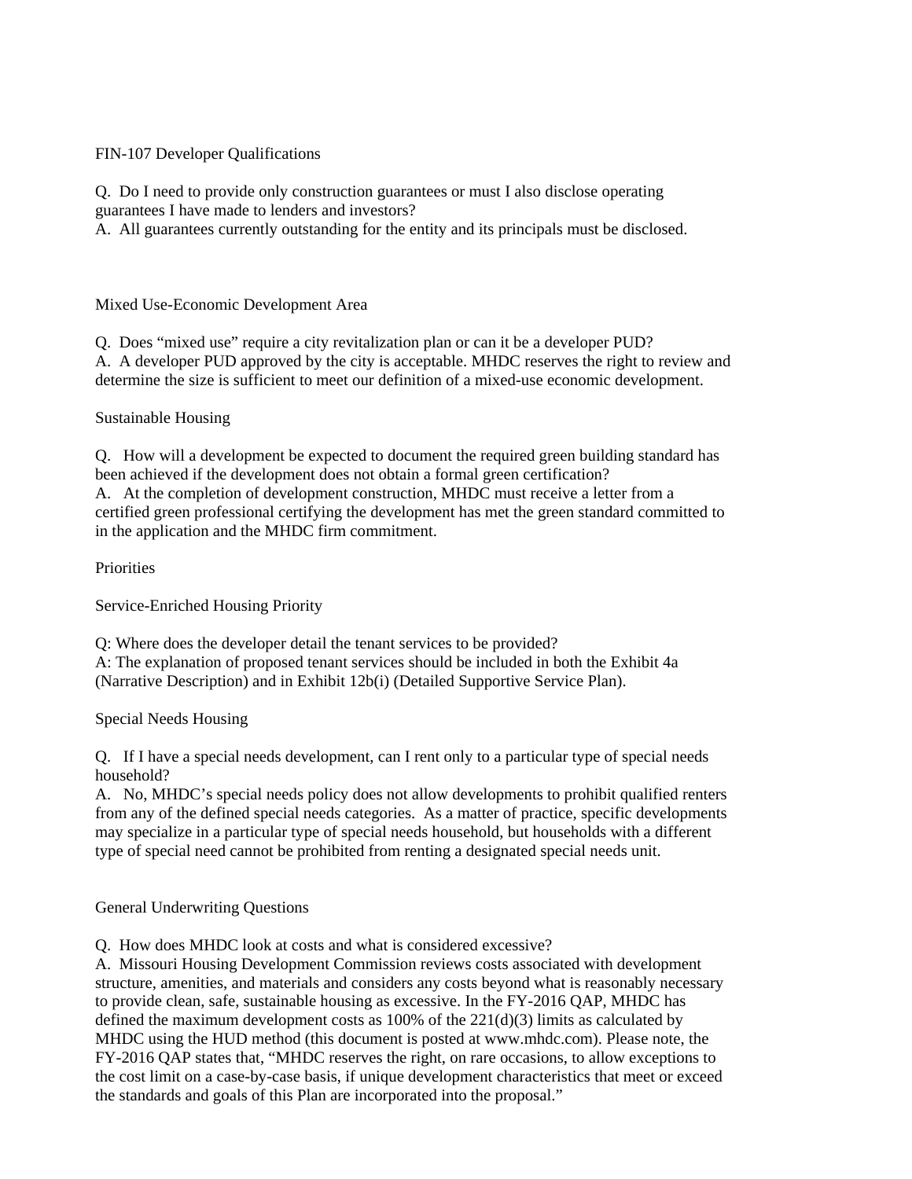FIN-107 Developer Qualifications

Q. Do I need to provide only construction guarantees or must I also disclose operating guarantees I have made to lenders and investors?
A. All guarantees currently outstanding for the entity and its principals must be disclosed.

Mixed Use-Economic Development Area

Q. Does "mixed use" require a city revitalization plan or can it be a developer PUD?
A. A developer PUD approved by the city is acceptable. MHDC reserves the right to review and determine the size is sufficient to meet our definition of a mixed-use economic development.

Sustainable Housing

Q. How will a development be expected to document the required green building standard has been achieved if the development does not obtain a formal green certification?
A. At the completion of development construction, MHDC must receive a letter from a certified green professional certifying the development has met the green standard committed to in the application and the MHDC firm commitment.

Priorities

Service-Enriched Housing Priority

Q: Where does the developer detail the tenant services to be provided?
A: The explanation of proposed tenant services should be included in both the Exhibit 4a (Narrative Description) and in Exhibit 12b(i) (Detailed Supportive Service Plan).

Special Needs Housing

Q. If I have a special needs development, can I rent only to a particular type of special needs household?
A. No, MHDC's special needs policy does not allow developments to prohibit qualified renters from any of the defined special needs categories. As a matter of practice, specific developments may specialize in a particular type of special needs household, but households with a different type of special need cannot be prohibited from renting a designated special needs unit.

General Underwriting Questions

Q. How does MHDC look at costs and what is considered excessive?
A. Missouri Housing Development Commission reviews costs associated with development structure, amenities, and materials and considers any costs beyond what is reasonably necessary to provide clean, safe, sustainable housing as excessive. In the FY-2016 QAP, MHDC has defined the maximum development costs as 100% of the 221(d)(3) limits as calculated by MHDC using the HUD method (this document is posted at www.mhdc.com). Please note, the FY-2016 QAP states that, "MHDC reserves the right, on rare occasions, to allow exceptions to the cost limit on a case-by-case basis, if unique development characteristics that meet or exceed the standards and goals of this Plan are incorporated into the proposal."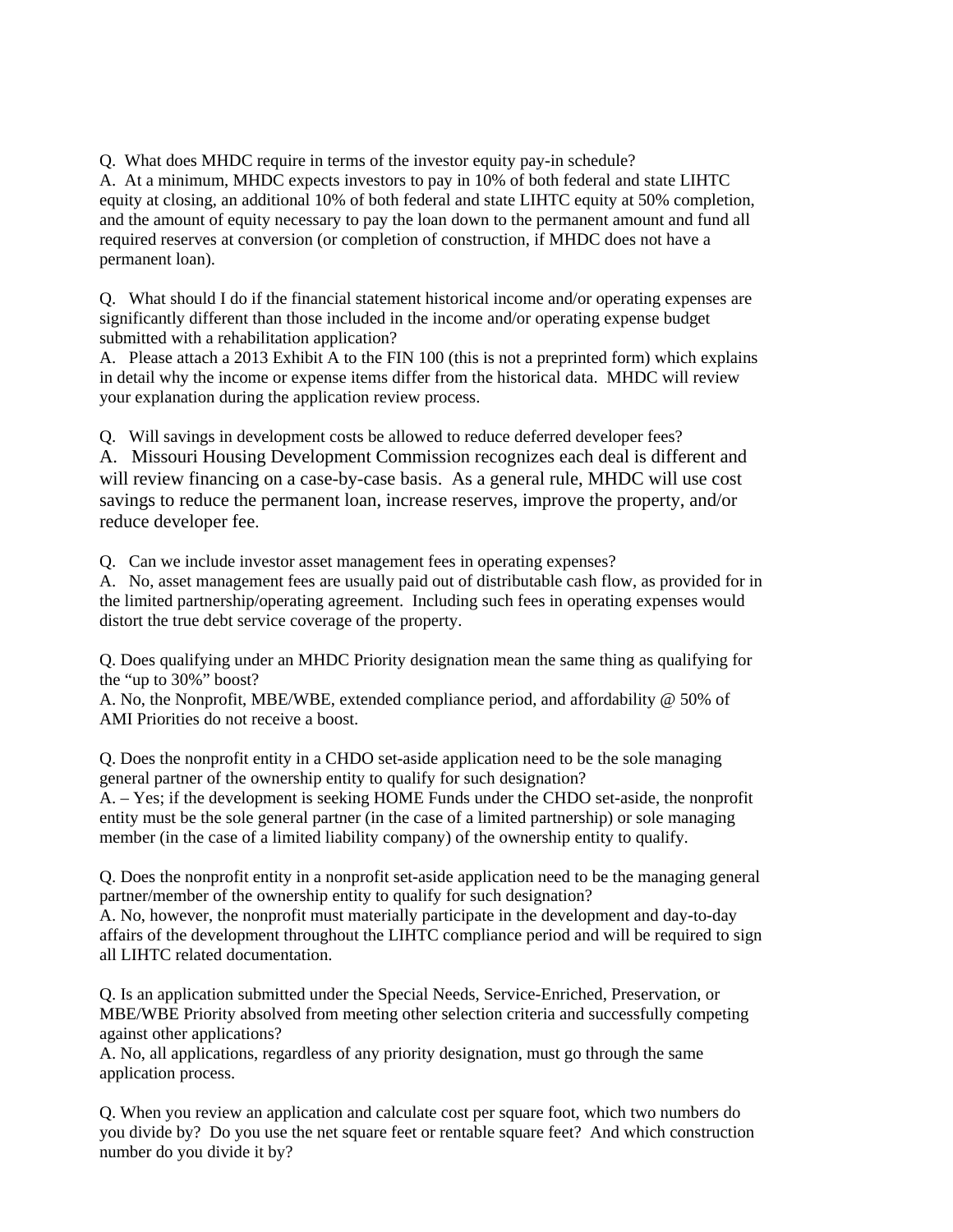Q. What does MHDC require in terms of the investor equity pay-in schedule?
A. At a minimum, MHDC expects investors to pay in 10% of both federal and state LIHTC equity at closing, an additional 10% of both federal and state LIHTC equity at 50% completion, and the amount of equity necessary to pay the loan down to the permanent amount and fund all required reserves at conversion (or completion of construction, if MHDC does not have a permanent loan).

Q. What should I do if the financial statement historical income and/or operating expenses are significantly different than those included in the income and/or operating expense budget submitted with a rehabilitation application?
A. Please attach a 2013 Exhibit A to the FIN 100 (this is not a preprinted form) which explains in detail why the income or expense items differ from the historical data. MHDC will review your explanation during the application review process.

Q. Will savings in development costs be allowed to reduce deferred developer fees?
A. Missouri Housing Development Commission recognizes each deal is different and will review financing on a case-by-case basis. As a general rule, MHDC will use cost savings to reduce the permanent loan, increase reserves, improve the property, and/or reduce developer fee.

Q. Can we include investor asset management fees in operating expenses?
A. No, asset management fees are usually paid out of distributable cash flow, as provided for in the limited partnership/operating agreement. Including such fees in operating expenses would distort the true debt service coverage of the property.

Q. Does qualifying under an MHDC Priority designation mean the same thing as qualifying for the "up to 30%" boost?
A. No, the Nonprofit, MBE/WBE, extended compliance period, and affordability @ 50% of AMI Priorities do not receive a boost.

Q. Does the nonprofit entity in a CHDO set-aside application need to be the sole managing general partner of the ownership entity to qualify for such designation?
A. – Yes; if the development is seeking HOME Funds under the CHDO set-aside, the nonprofit entity must be the sole general partner (in the case of a limited partnership) or sole managing member (in the case of a limited liability company) of the ownership entity to qualify.

Q. Does the nonprofit entity in a nonprofit set-aside application need to be the managing general partner/member of the ownership entity to qualify for such designation?
A. No, however, the nonprofit must materially participate in the development and day-to-day affairs of the development throughout the LIHTC compliance period and will be required to sign all LIHTC related documentation.

Q. Is an application submitted under the Special Needs, Service-Enriched, Preservation, or MBE/WBE Priority absolved from meeting other selection criteria and successfully competing against other applications?
A. No, all applications, regardless of any priority designation, must go through the same application process.

Q. When you review an application and calculate cost per square foot, which two numbers do you divide by? Do you use the net square feet or rentable square feet? And which construction number do you divide it by?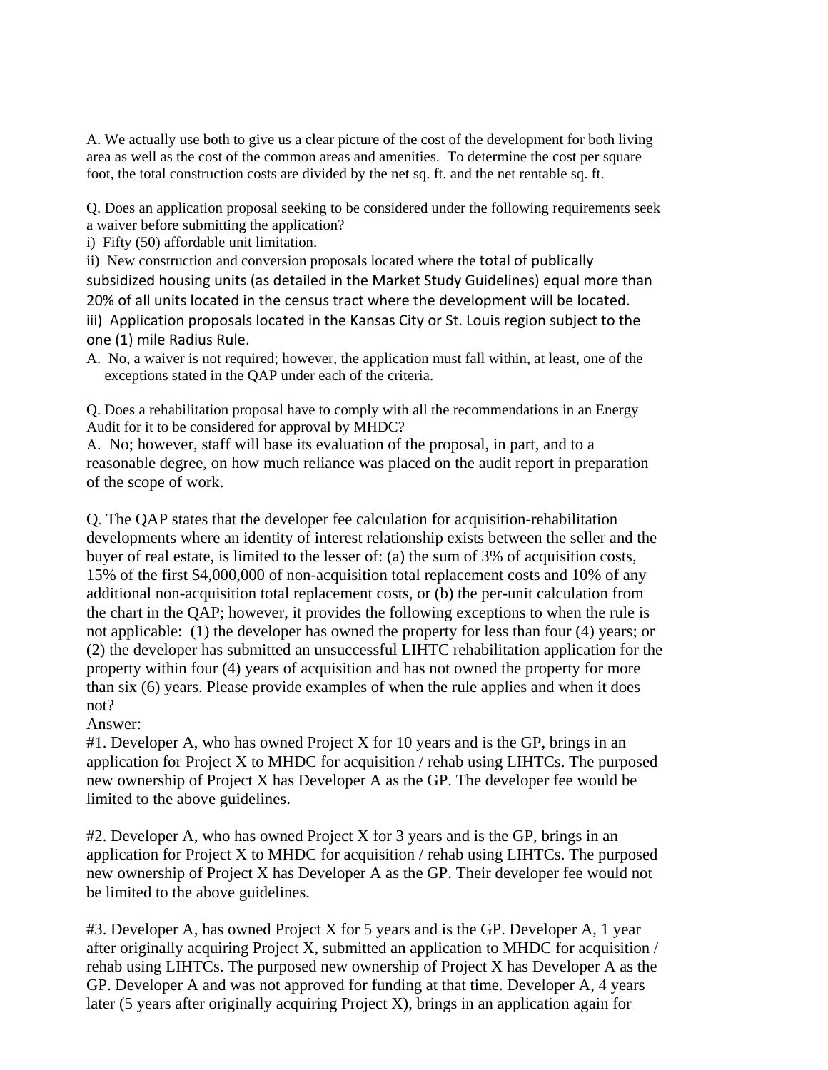A. We actually use both to give us a clear picture of the cost of the development for both living area as well as the cost of the common areas and amenities. To determine the cost per square foot, the total construction costs are divided by the net sq. ft. and the net rentable sq. ft.

Q. Does an application proposal seeking to be considered under the following requirements seek a waiver before submitting the application?

i) Fifty (50) affordable unit limitation.

ii) New construction and conversion proposals located where the total of publically subsidized housing units (as detailed in the Market Study Guidelines) equal more than 20% of all units located in the census tract where the development will be located.

iii) Application proposals located in the Kansas City or St. Louis region subject to the one (1) mile Radius Rule.

A. No, a waiver is not required; however, the application must fall within, at least, one of the exceptions stated in the QAP under each of the criteria.

Q. Does a rehabilitation proposal have to comply with all the recommendations in an Energy Audit for it to be considered for approval by MHDC?

A. No; however, staff will base its evaluation of the proposal, in part, and to a reasonable degree, on how much reliance was placed on the audit report in preparation of the scope of work.

Q. The QAP states that the developer fee calculation for acquisition-rehabilitation developments where an identity of interest relationship exists between the seller and the buyer of real estate, is limited to the lesser of: (a) the sum of 3% of acquisition costs, 15% of the first $4,000,000 of non-acquisition total replacement costs and 10% of any additional non-acquisition total replacement costs, or (b) the per-unit calculation from the chart in the QAP; however, it provides the following exceptions to when the rule is not applicable: (1) the developer has owned the property for less than four (4) years; or (2) the developer has submitted an unsuccessful LIHTC rehabilitation application for the property within four (4) years of acquisition and has not owned the property for more than six (6) years. Please provide examples of when the rule applies and when it does not?

Answer:

#1. Developer A, who has owned Project X for 10 years and is the GP, brings in an application for Project X to MHDC for acquisition / rehab using LIHTCs. The purposed new ownership of Project X has Developer A as the GP. The developer fee would be limited to the above guidelines.

#2. Developer A, who has owned Project X for 3 years and is the GP, brings in an application for Project X to MHDC for acquisition / rehab using LIHTCs. The purposed new ownership of Project X has Developer A as the GP. Their developer fee would not be limited to the above guidelines.

#3. Developer A, has owned Project X for 5 years and is the GP. Developer A, 1 year after originally acquiring Project X, submitted an application to MHDC for acquisition / rehab using LIHTCs. The purposed new ownership of Project X has Developer A as the GP. Developer A and was not approved for funding at that time. Developer A, 4 years later (5 years after originally acquiring Project X), brings in an application again for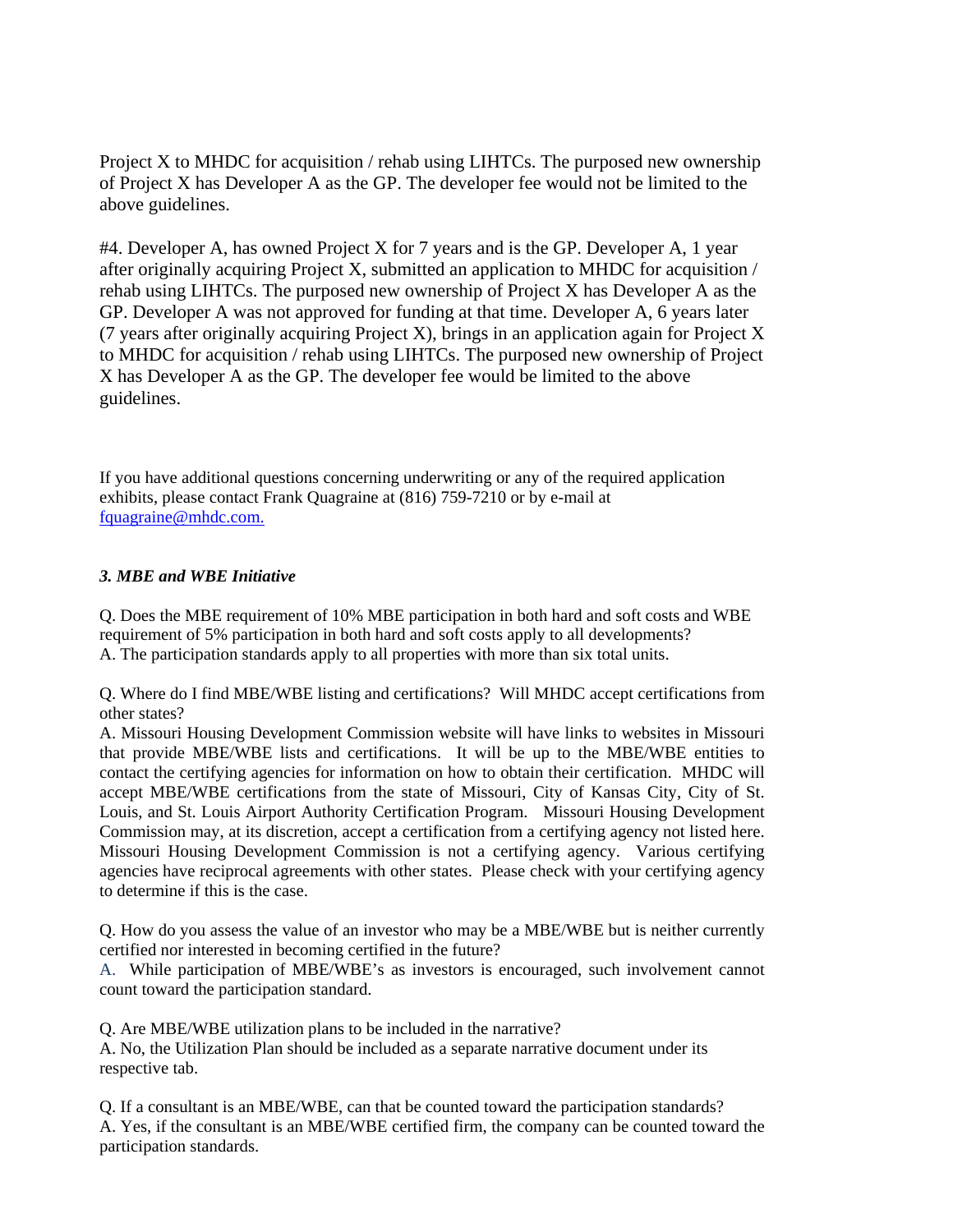Project X to MHDC for acquisition / rehab using LIHTCs. The purposed new ownership of Project X has Developer A as the GP. The developer fee would not be limited to the above guidelines.

#4. Developer A, has owned Project X for 7 years and is the GP. Developer A, 1 year after originally acquiring Project X, submitted an application to MHDC for acquisition / rehab using LIHTCs. The purposed new ownership of Project X has Developer A as the GP. Developer A was not approved for funding at that time. Developer A, 6 years later (7 years after originally acquiring Project X), brings in an application again for Project X to MHDC for acquisition / rehab using LIHTCs. The purposed new ownership of Project X has Developer A as the GP. The developer fee would be limited to the above guidelines.

If you have additional questions concerning underwriting or any of the required application exhibits, please contact Frank Quagraine at (816) 759-7210 or by e-mail at fquagraine@mhdc.com.

***3. MBE and WBE Initiative***

Q. Does the MBE requirement of 10% MBE participation in both hard and soft costs and WBE requirement of 5% participation in both hard and soft costs apply to all developments?
A. The participation standards apply to all properties with more than six total units.

Q. Where do I find MBE/WBE listing and certifications? Will MHDC accept certifications from other states?
A. Missouri Housing Development Commission website will have links to websites in Missouri that provide MBE/WBE lists and certifications. It will be up to the MBE/WBE entities to contact the certifying agencies for information on how to obtain their certification. MHDC will accept MBE/WBE certifications from the state of Missouri, City of Kansas City, City of St. Louis, and St. Louis Airport Authority Certification Program. Missouri Housing Development Commission may, at its discretion, accept a certification from a certifying agency not listed here. Missouri Housing Development Commission is not a certifying agency. Various certifying agencies have reciprocal agreements with other states. Please check with your certifying agency to determine if this is the case.

Q. How do you assess the value of an investor who may be a MBE/WBE but is neither currently certified nor interested in becoming certified in the future?
A. While participation of MBE/WBE's as investors is encouraged, such involvement cannot count toward the participation standard.

Q. Are MBE/WBE utilization plans to be included in the narrative?
A. No, the Utilization Plan should be included as a separate narrative document under its respective tab.

Q. If a consultant is an MBE/WBE, can that be counted toward the participation standards?
A. Yes, if the consultant is an MBE/WBE certified firm, the company can be counted toward the participation standards.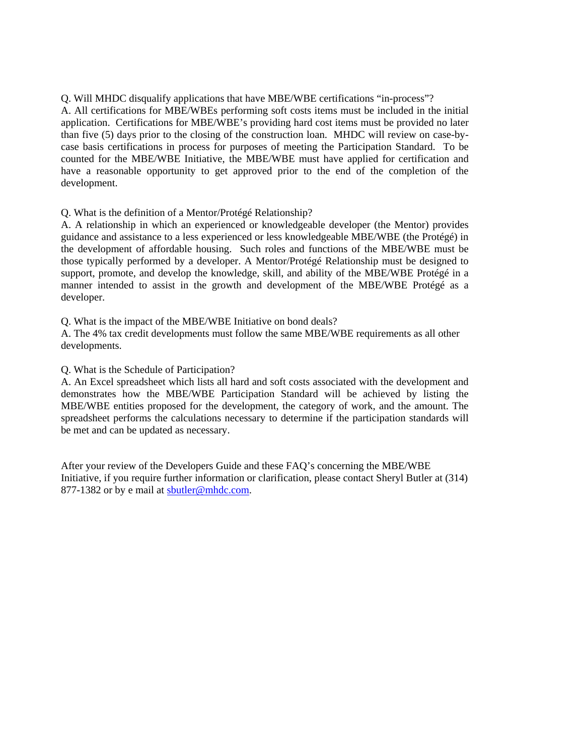Q. Will MHDC disqualify applications that have MBE/WBE certifications "in-process"?
A. All certifications for MBE/WBEs performing soft costs items must be included in the initial application. Certifications for MBE/WBE's providing hard cost items must be provided no later than five (5) days prior to the closing of the construction loan. MHDC will review on case-by-case basis certifications in process for purposes of meeting the Participation Standard. To be counted for the MBE/WBE Initiative, the MBE/WBE must have applied for certification and have a reasonable opportunity to get approved prior to the end of the completion of the development.

Q. What is the definition of a Mentor/Protégé Relationship?
A. A relationship in which an experienced or knowledgeable developer (the Mentor) provides guidance and assistance to a less experienced or less knowledgeable MBE/WBE (the Protégé) in the development of affordable housing. Such roles and functions of the MBE/WBE must be those typically performed by a developer. A Mentor/Protégé Relationship must be designed to support, promote, and develop the knowledge, skill, and ability of the MBE/WBE Protégé in a manner intended to assist in the growth and development of the MBE/WBE Protégé as a developer.

Q. What is the impact of the MBE/WBE Initiative on bond deals?
A. The 4% tax credit developments must follow the same MBE/WBE requirements as all other developments.

Q. What is the Schedule of Participation?
A. An Excel spreadsheet which lists all hard and soft costs associated with the development and demonstrates how the MBE/WBE Participation Standard will be achieved by listing the MBE/WBE entities proposed for the development, the category of work, and the amount. The spreadsheet performs the calculations necessary to determine if the participation standards will be met and can be updated as necessary.

After your review of the Developers Guide and these FAQ's concerning the MBE/WBE Initiative, if you require further information or clarification, please contact Sheryl Butler at (314) 877-1382 or by e mail at sbutler@mhdc.com.